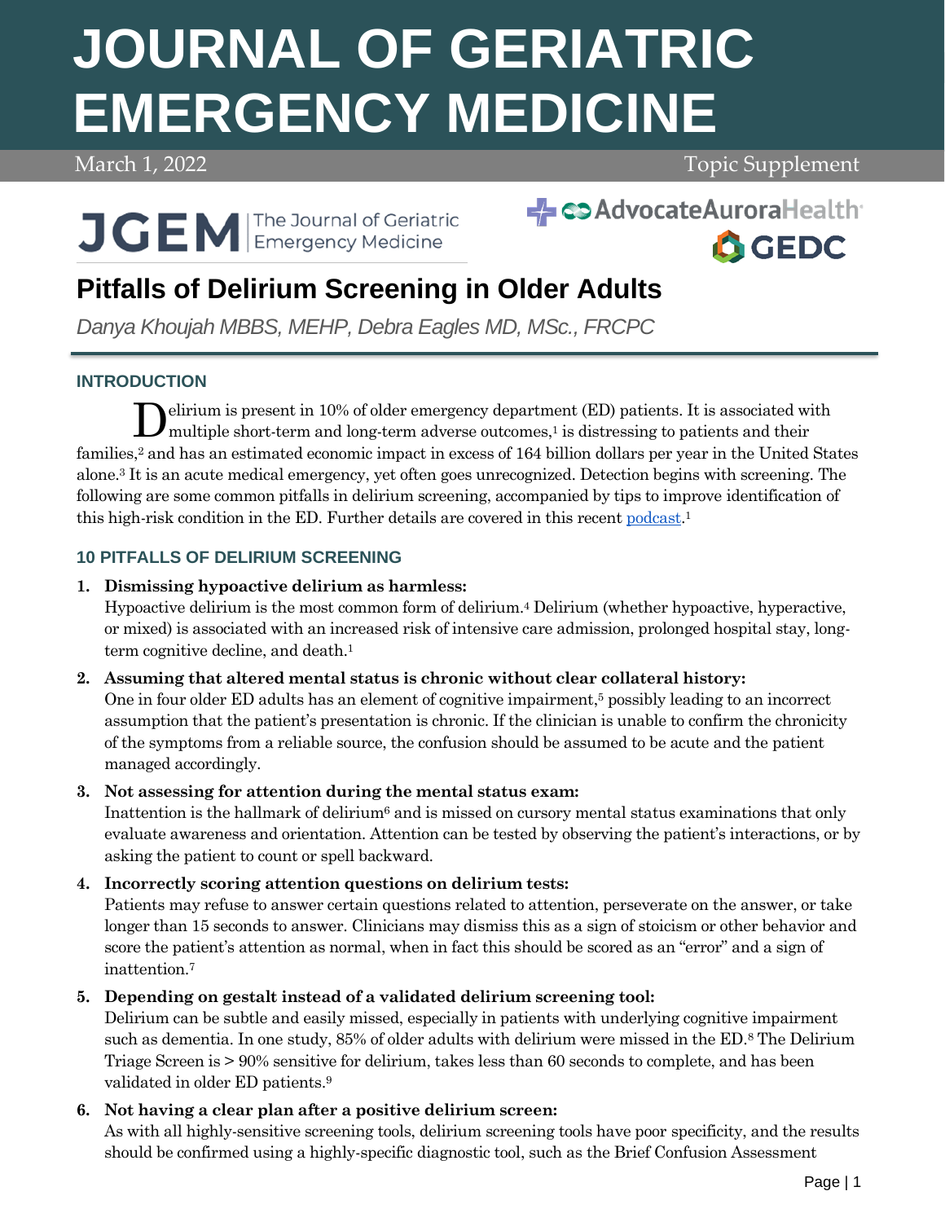# JOURNAL OF GERIATRIC EMERGENCY MEDICINE

March 1, 2022 Topic Supplement

## Pitfalls of Delirium Screening in Older Adults

*Danya Khoujah MBBS, MEHP, Debra Eagles MD, MSc., FRCPC*

### INTRODUCTION

Delirium is present in 10% of older emergency department (ED) patients. It is associated with multiple short-term and long-term adverse outcomes,[1] is distressing to patients and their families,[2] and has an estimated economic impact in excess of 164 billion dollars per year in the United States alone.[3] It is an acute medical emergency, yet often goes unrecognized. Detection begins with screening. The following are some common pitfalls in delirium screening, accompanied by tips to improve identification of this high-risk condition in the ED. Further details are covered in this recent podcast.[1]

### 10 PITFALLS OF DELIRIUM SCREENING

1. **Dismissing hypoactive delirium as harmless:**
   Hypoactive delirium is the most common form of delirium.[4] Delirium (whether hypoactive, hyperactive, or mixed) is associated with an increased risk of intensive care admission, prolonged hospital stay, long-term cognitive decline, and death.[1]

2. **Assuming that altered mental status is chronic without clear collateral history:**
   One in four older ED adults has an element of cognitive impairment,[5] possibly leading to an incorrect assumption that the patient's presentation is chronic. If the clinician is unable to confirm the chronicity of the symptoms from a reliable source, the confusion should be assumed to be acute and the patient managed accordingly.

3. **Not assessing for attention during the mental status exam:**
   Inattention is the hallmark of delirium[6] and is missed on cursory mental status examinations that only evaluate awareness and orientation. Attention can be tested by observing the patient's interactions, or by asking the patient to count or spell backward.

4. **Incorrectly scoring attention questions on delirium tests:**
   Patients may refuse to answer certain questions related to attention, perseverate on the answer, or take longer than 15 seconds to answer. Clinicians may dismiss this as a sign of stoicism or other behavior and score the patient's attention as normal, when in fact this should be scored as an "error" and a sign of inattention.[7]

5. **Depending on gestalt instead of a validated delirium screening tool:**
   Delirium can be subtle and easily missed, especially in patients with underlying cognitive impairment such as dementia. In one study, 85% of older adults with delirium were missed in the ED.[8] The Delirium Triage Screen is > 90% sensitive for delirium, takes less than 60 seconds to complete, and has been validated in older ED patients.[9]

6. **Not having a clear plan after a positive delirium screen:**
   As with all highly-sensitive screening tools, delirium screening tools have poor specificity, and the results should be confirmed using a highly-specific diagnostic tool, such as the Brief Confusion Assessment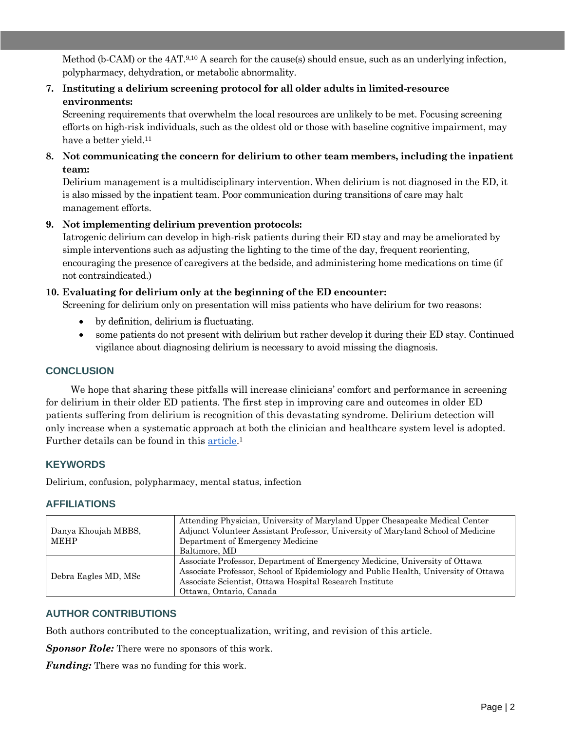Method (b-CAM) or the 4AT.[9,10] A search for the cause(s) should ensue, such as an underlying infection, polypharmacy, dehydration, or metabolic abnormality.

7. **Instituting a delirium screening protocol for all older adults in limited-resource environments:**
   Screening requirements that overwhelm the local resources are unlikely to be met. Focusing screening efforts on high-risk individuals, such as the oldest old or those with baseline cognitive impairment, may have a better yield.[11]

8. **Not communicating the concern for delirium to other team members, including the inpatient team:**
   Delirium management is a multidisciplinary intervention. When delirium is not diagnosed in the ED, it is also missed by the inpatient team. Poor communication during transitions of care may halt management efforts.

9. **Not implementing delirium prevention protocols:**
   Iatrogenic delirium can develop in high-risk patients during their ED stay and may be ameliorated by simple interventions such as adjusting the lighting to the time of the day, frequent reorienting, encouraging the presence of caregivers at the bedside, and administering home medications on time (if not contraindicated.)

10. **Evaluating for delirium only at the beginning of the ED encounter:**
    Screening for delirium only on presentation will miss patients who have delirium for two reasons:
    - by definition, delirium is fluctuating.
    - some patients do not present with delirium but rather develop it during their ED stay. Continued vigilance about diagnosing delirium is necessary to avoid missing the diagnosis.

## CONCLUSION

We hope that sharing these pitfalls will increase clinicians' comfort and performance in screening for delirium in their older ED patients. The first step in improving care and outcomes in older ED patients suffering from delirium is recognition of this devastating syndrome. Delirium detection will only increase when a systematic approach at both the clinician and healthcare system level is adopted. Further details can be found in this article.[1]

## KEYWORDS

Delirium, confusion, polypharmacy, mental status, infection

## AFFILIATIONS

| | |
|---|---|
| Danya Khoujah MBBS, MEHP | Attending Physician, University of Maryland Upper Chesapeake Medical Center<br>Adjunct Volunteer Assistant Professor, University of Maryland School of Medicine<br>Department of Emergency Medicine<br>Baltimore, MD |
| Debra Eagles MD, MSc | Associate Professor, Department of Emergency Medicine, University of Ottawa<br>Associate Professor, School of Epidemiology and Public Health, University of Ottawa<br>Associate Scientist, Ottawa Hospital Research Institute<br>Ottawa, Ontario, Canada |

## AUTHOR CONTRIBUTIONS

Both authors contributed to the conceptualization, writing, and revision of this article.

***Sponsor Role:*** There were no sponsors of this work.

***Funding:*** There was no funding for this work.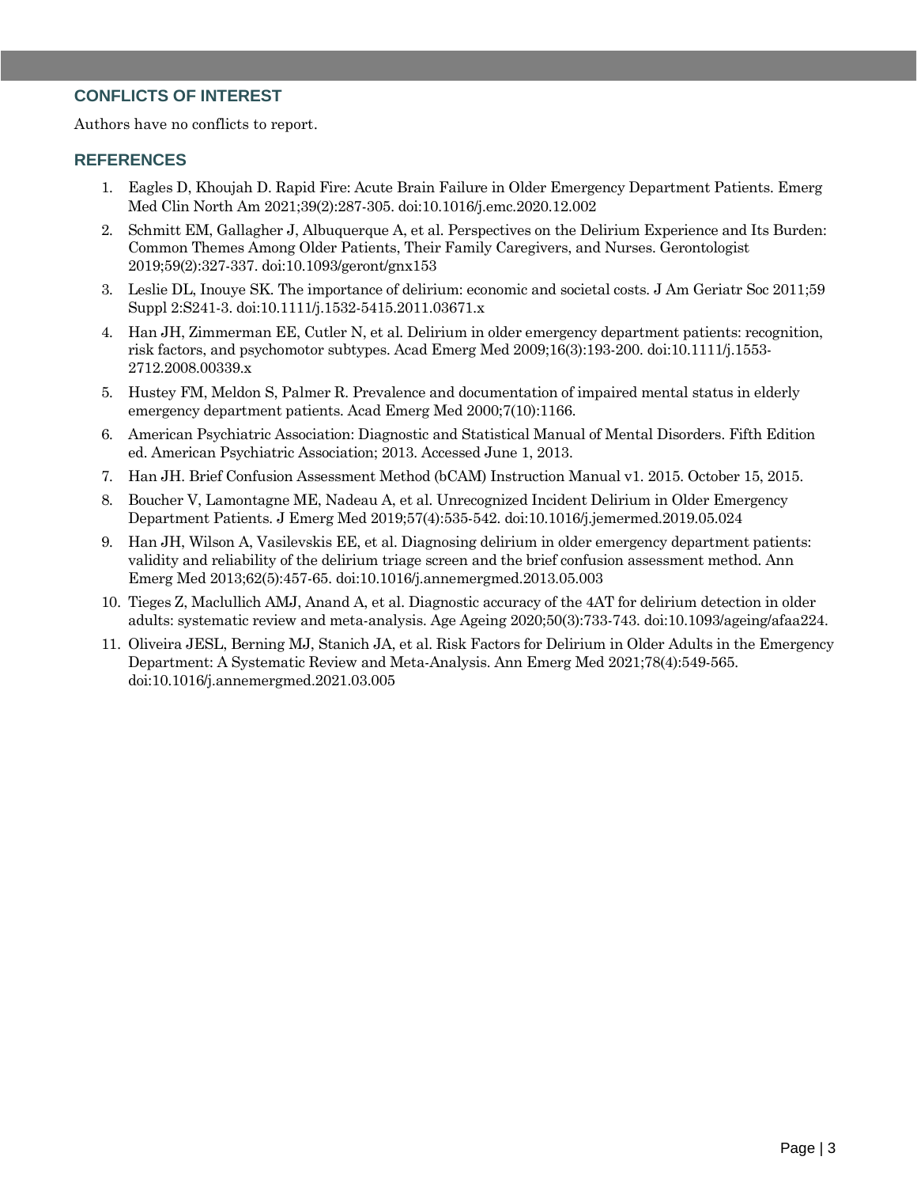## CONFLICTS OF INTEREST

Authors have no conflicts to report.

## REFERENCES

1. Eagles D, Khoujah D. Rapid Fire: Acute Brain Failure in Older Emergency Department Patients. Emerg Med Clin North Am 2021;39(2):287-305. doi:10.1016/j.emc.2020.12.002
2. Schmitt EM, Gallagher J, Albuquerque A, et al. Perspectives on the Delirium Experience and Its Burden: Common Themes Among Older Patients, Their Family Caregivers, and Nurses. Gerontologist 2019;59(2):327-337. doi:10.1093/geront/gnx153
3. Leslie DL, Inouye SK. The importance of delirium: economic and societal costs. J Am Geriatr Soc 2011;59 Suppl 2:S241-3. doi:10.1111/j.1532-5415.2011.03671.x
4. Han JH, Zimmerman EE, Cutler N, et al. Delirium in older emergency department patients: recognition, risk factors, and psychomotor subtypes. Acad Emerg Med 2009;16(3):193-200. doi:10.1111/j.1553-2712.2008.00339.x
5. Hustey FM, Meldon S, Palmer R. Prevalence and documentation of impaired mental status in elderly emergency department patients. Acad Emerg Med 2000;7(10):1166.
6. American Psychiatric Association: Diagnostic and Statistical Manual of Mental Disorders. Fifth Edition ed. American Psychiatric Association; 2013. Accessed June 1, 2013.
7. Han JH. Brief Confusion Assessment Method (bCAM) Instruction Manual v1. 2015. October 15, 2015.
8. Boucher V, Lamontagne ME, Nadeau A, et al. Unrecognized Incident Delirium in Older Emergency Department Patients. J Emerg Med 2019;57(4):535-542. doi:10.1016/j.jemermed.2019.05.024
9. Han JH, Wilson A, Vasilevskis EE, et al. Diagnosing delirium in older emergency department patients: validity and reliability of the delirium triage screen and the brief confusion assessment method. Ann Emerg Med 2013;62(5):457-65. doi:10.1016/j.annemergmed.2013.05.003
10. Tieges Z, Maclullich AMJ, Anand A, et al. Diagnostic accuracy of the 4AT for delirium detection in older adults: systematic review and meta-analysis. Age Ageing 2020;50(3):733-743. doi:10.1093/ageing/afaa224.
11. Oliveira JESL, Berning MJ, Stanich JA, et al. Risk Factors for Delirium in Older Adults in the Emergency Department: A Systematic Review and Meta-Analysis. Ann Emerg Med 2021;78(4):549-565. doi:10.1016/j.annemergmed.2021.03.005